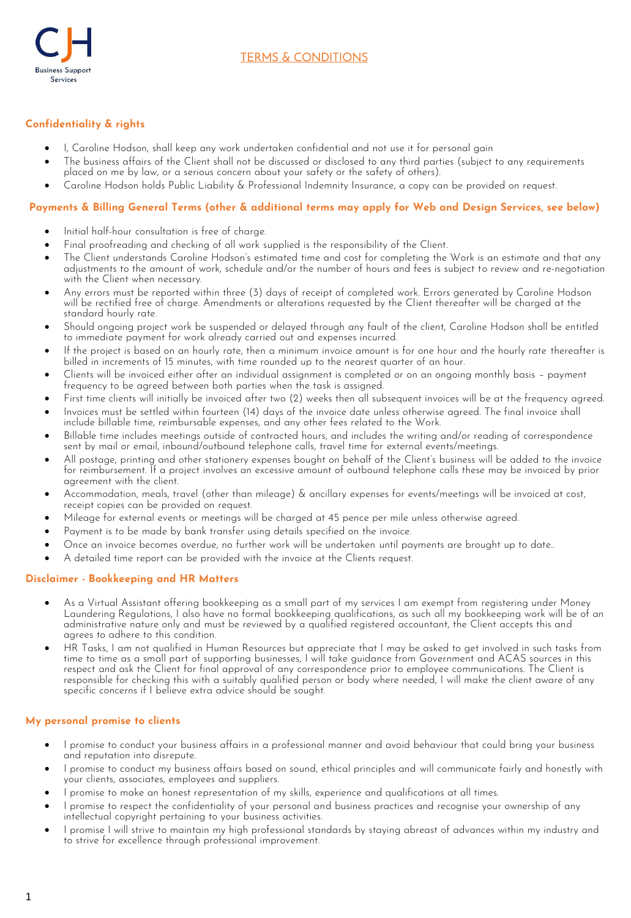CJH

Business Support Services

# TERMS & CONDITIONS

## Confidentiality & rights

- I, Caroline Hodson, shall keep any work undertaken confidential and not use it for personal gain
- The business affairs of the Client shall not be discussed or disclosed to any third parties (subject to any requirements placed on me by law, or a serious concern about your safety or the safety of others).
- Caroline Hodson holds Public Liability & Professional Indemnity Insurance, a copy can be provided on request.

## Payments & Billing General Terms (other & additional terms may apply for Web and Design Services, see below)

- Initial half-hour consultation is free of charge.
- Final proofreading and checking of all work supplied is the responsibility of the Client.
- The Client understands Caroline Hodson's estimated time and cost for completing the Work is an estimate and that any adjustments to the amount of work, schedule and/or the number of hours and fees is subject to review and re-negotiation with the Client when necessary.
- Any errors must be reported within three (3) days of receipt of completed work. Errors generated by Caroline Hodson will be rectified free of charge. Amendments or alterations requested by the Client thereafter will be charged at the standard hourly rate.
- Should ongoing project work be suspended or delayed through any fault of the client, Caroline Hodson shall be entitled to immediate payment for work already carried out and expenses incurred.
- If the project is based on an hourly rate, then a minimum invoice amount is for one hour and the hourly rate thereafter is billed in increments of 15 minutes, with time rounded up to the nearest quarter of an hour.
- Clients will be invoiced either after an individual assignment is completed or on an ongoing monthly basis – payment frequency to be agreed between both parties when the task is assigned.
- First time clients will initially be invoiced after two (2) weeks then all subsequent invoices will be at the frequency agreed.
- Invoices must be settled within fourteen (14) days of the invoice date unless otherwise agreed. The final invoice shall include billable time, reimbursable expenses, and any other fees related to the Work.
- Billable time includes meetings outside of contracted hours, and includes the writing and/or reading of correspondence sent by mail or email, inbound/outbound telephone calls, travel time for external events/meetings.
- All postage, printing and other stationery expenses bought on behalf of the Client's business will be added to the invoice for reimbursement. If a project involves an excessive amount of outbound telephone calls these may be invoiced by prior agreement with the client.
- Accommodation, meals, travel (other than mileage) & ancillary expenses for events/meetings will be invoiced at cost, receipt copies can be provided on request.
- Mileage for external events or meetings will be charged at 45 pence per mile unless otherwise agreed.
- Payment is to be made by bank transfer using details specified on the invoice.
- Once an invoice becomes overdue, no further work will be undertaken until payments are brought up to date..
- A detailed time report can be provided with the invoice at the Clients request.

## Disclaimer - Bookkeeping and HR Matters

- As a Virtual Assistant offering bookkeeping as a small part of my services I am exempt from registering under Money Laundering Regulations, I also have no formal bookkeeping qualifications, as such all my bookkeeping work will be of an administrative nature only and must be reviewed by a qualified registered accountant, the Client accepts this and agrees to adhere to this condition.
- HR Tasks, I am not qualified in Human Resources but appreciate that I may be asked to get involved in such tasks from time to time as a small part of supporting businesses, I will take guidance from Government and ACAS sources in this respect and ask the Client for final approval of any correspondence prior to employee communications. The Client is responsible for checking this with a suitably qualified person or body where needed, I will make the client aware of any specific concerns if I believe extra advice should be sought.

## My personal promise to clients

- I promise to conduct your business affairs in a professional manner and avoid behaviour that could bring your business and reputation into disrepute.
- I promise to conduct my business affairs based on sound, ethical principles and will communicate fairly and honestly with your clients, associates, employees and suppliers.
- I promise to make an honest representation of my skills, experience and qualifications at all times.
- I promise to respect the confidentiality of your personal and business practices and recognise your ownership of any intellectual copyright pertaining to your business activities.
- I promise I will strive to maintain my high professional standards by staying abreast of advances within my industry and to strive for excellence through professional improvement.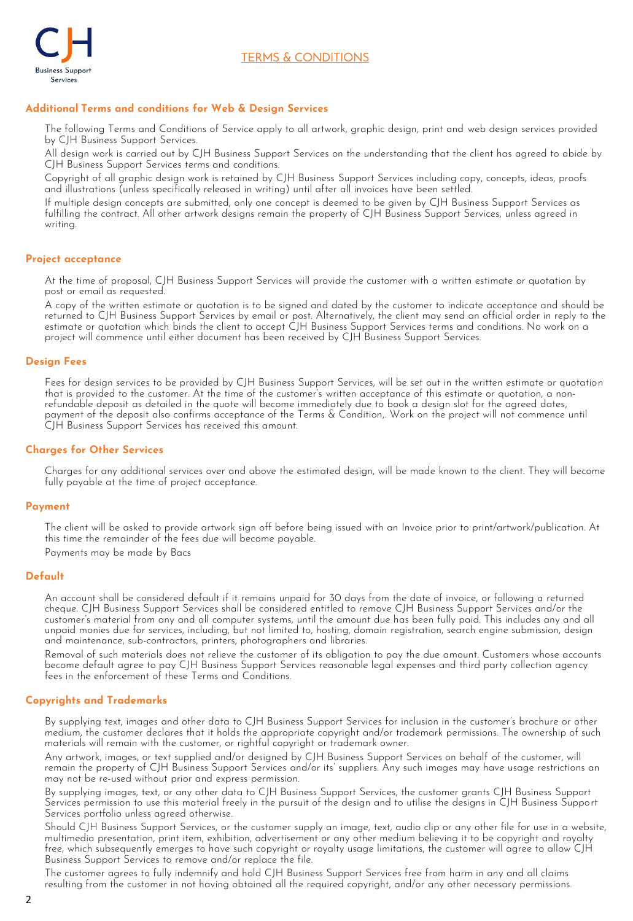# TERMS & CONDITIONS

## Additional Terms and conditions for Web & Design Services

The following Terms and Conditions of Service apply to all artwork, graphic design, print and web design services provided by CJH Business Support Services.

All design work is carried out by CJH Business Support Services on the understanding that the client has agreed to abide by CJH Business Support Services terms and conditions.

Copyright of all graphic design work is retained by CJH Business Support Services including copy, concepts, ideas, proofs and illustrations (unless specifically released in writing) until after all invoices have been settled.

If multiple design concepts are submitted, only one concept is deemed to be given by CJH Business Support Services as fulfilling the contract. All other artwork designs remain the property of CJH Business Support Services, unless agreed in writing.

## Project acceptance

At the time of proposal, CJH Business Support Services will provide the customer with a written estimate or quotation by post or email as requested.

A copy of the written estimate or quotation is to be signed and dated by the customer to indicate acceptance and should be returned to CJH Business Support Services by email or post. Alternatively, the client may send an official order in reply to the estimate or quotation which binds the client to accept CJH Business Support Services terms and conditions. No work on a project will commence until either document has been received by CJH Business Support Services.

## Design Fees

Fees for design services to be provided by CJH Business Support Services, will be set out in the written estimate or quotation that is provided to the customer. At the time of the customer's written acceptance of this estimate or quotation, a non-refundable deposit as detailed in the quote will become immediately due to book a design slot for the agreed dates, payment of the deposit also confirms acceptance of the Terms & Condition,. Work on the project will not commence until CJH Business Support Services has received this amount.

## Charges for Other Services

Charges for any additional services over and above the estimated design, will be made known to the client. They will become fully payable at the time of project acceptance.

## Payment

The client will be asked to provide artwork sign off before being issued with an Invoice prior to print/artwork/publication. At this time the remainder of the fees due will become payable.

Payments may be made by Bacs

## Default

An account shall be considered default if it remains unpaid for 30 days from the date of invoice, or following a returned cheque. CJH Business Support Services shall be considered entitled to remove CJH Business Support Services and/or the customer's material from any and all computer systems, until the amount due has been fully paid. This includes any and all unpaid monies due for services, including, but not limited to, hosting, domain registration, search engine submission, design and maintenance, sub-contractors, printers, photographers and libraries.

Removal of such materials does not relieve the customer of its obligation to pay the due amount. Customers whose accounts become default agree to pay CJH Business Support Services reasonable legal expenses and third party collection agency fees in the enforcement of these Terms and Conditions.

## Copyrights and Trademarks

By supplying text, images and other data to CJH Business Support Services for inclusion in the customer's brochure or other medium, the customer declares that it holds the appropriate copyright and/or trademark permissions. The ownership of such materials will remain with the customer, or rightful copyright or trademark owner.

Any artwork, images, or text supplied and/or designed by CJH Business Support Services on behalf of the customer, will remain the property of CJH Business Support Services and/or its' suppliers. Any such images may have usage restrictions an may not be re-used without prior and express permission.

By supplying images, text, or any other data to CJH Business Support Services, the customer grants CJH Business Support Services permission to use this material freely in the pursuit of the design and to utilise the designs in CJH Business Support Services portfolio unless agreed otherwise.

Should CJH Business Support Services, or the customer supply an image, text, audio clip or any other file for use in a website, multimedia presentation, print item, exhibition, advertisement or any other medium believing it to be copyright and royalty free, which subsequently emerges to have such copyright or royalty usage limitations, the customer will agree to allow CJH Business Support Services to remove and/or replace the file.

The customer agrees to fully indemnify and hold CJH Business Support Services free from harm in any and all claims resulting from the customer in not having obtained all the required copyright, and/or any other necessary permissions.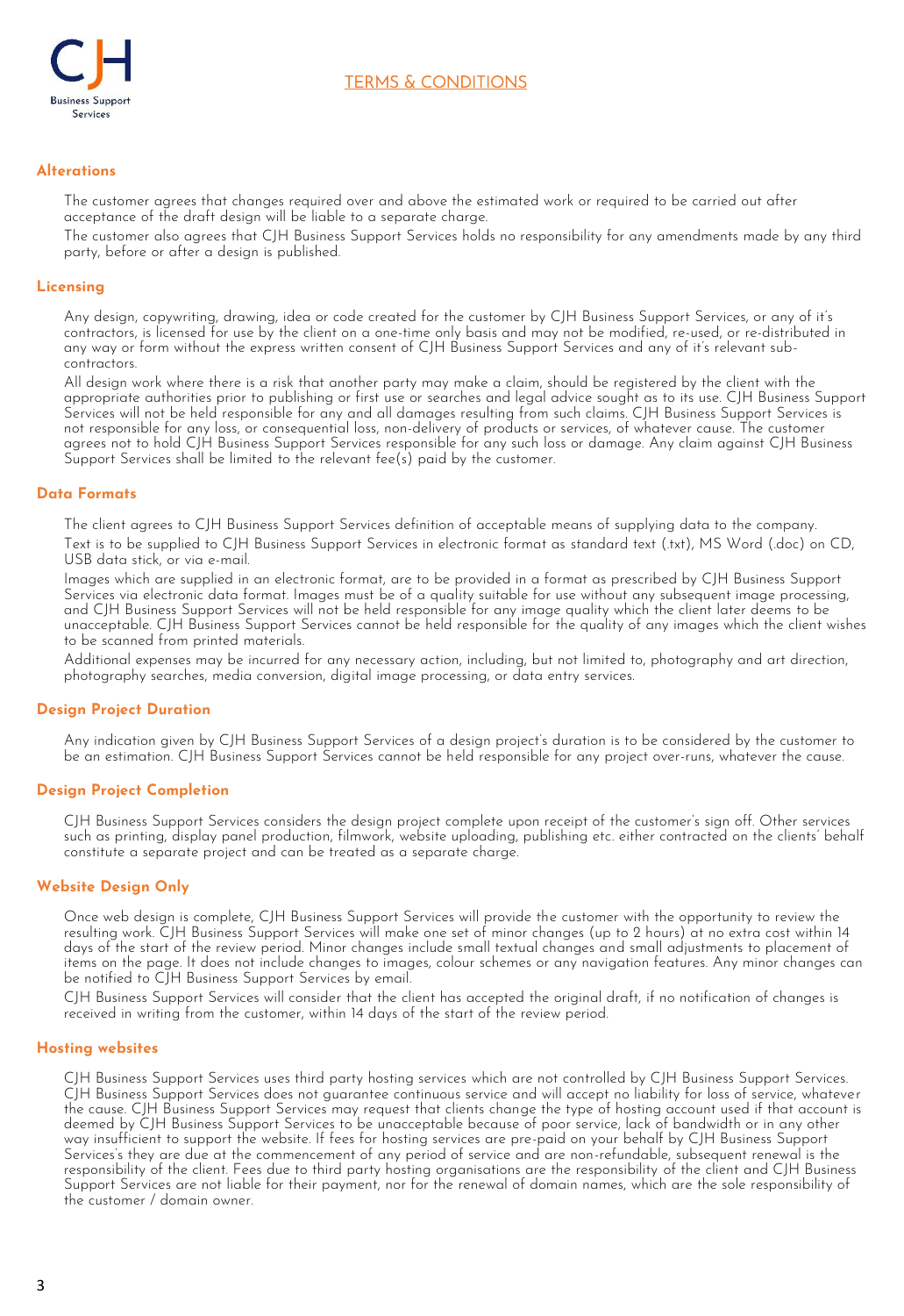## TERMS & CONDITIONS

### Alterations

The customer agrees that changes required over and above the estimated work or required to be carried out after acceptance of the draft design will be liable to a separate charge.

The customer also agrees that CJH Business Support Services holds no responsibility for any amendments made by any third party, before or after a design is published.

### Licensing

Any design, copywriting, drawing, idea or code created for the customer by CJH Business Support Services, or any of it's contractors, is licensed for use by the client on a one-time only basis and may not be modified, re-used, or re-distributed in any way or form without the express written consent of CJH Business Support Services and any of it's relevant sub-contractors.

All design work where there is a risk that another party may make a claim, should be registered by the client with the appropriate authorities prior to publishing or first use or searches and legal advice sought as to its use. CJH Business Support Services will not be held responsible for any and all damages resulting from such claims. CJH Business Support Services is not responsible for any loss, or consequential loss, non-delivery of products or services, of whatever cause. The customer agrees not to hold CJH Business Support Services responsible for any such loss or damage. Any claim against CJH Business Support Services shall be limited to the relevant fee(s) paid by the customer.

### Data Formats

The client agrees to CJH Business Support Services definition of acceptable means of supplying data to the company.

Text is to be supplied to CJH Business Support Services in electronic format as standard text (.txt), MS Word (.doc) on CD, USB data stick, or via e-mail.

Images which are supplied in an electronic format, are to be provided in a format as prescribed by CJH Business Support Services via electronic data format. Images must be of a quality suitable for use without any subsequent image processing, and CJH Business Support Services will not be held responsible for any image quality which the client later deems to be unacceptable. CJH Business Support Services cannot be held responsible for the quality of any images which the client wishes to be scanned from printed materials.

Additional expenses may be incurred for any necessary action, including, but not limited to, photography and art direction, photography searches, media conversion, digital image processing, or data entry services.

### Design Project Duration

Any indication given by CJH Business Support Services of a design project's duration is to be considered by the customer to be an estimation. CJH Business Support Services cannot be held responsible for any project over-runs, whatever the cause.

### Design Project Completion

CJH Business Support Services considers the design project complete upon receipt of the customer's sign off. Other services such as printing, display panel production, filmwork, website uploading, publishing etc. either contracted on the clients' behalf constitute a separate project and can be treated as a separate charge.

### Website Design Only

Once web design is complete, CJH Business Support Services will provide the customer with the opportunity to review the resulting work. CJH Business Support Services will make one set of minor changes (up to 2 hours) at no extra cost within 14 days of the start of the review period. Minor changes include small textual changes and small adjustments to placement of items on the page. It does not include changes to images, colour schemes or any navigation features. Any minor changes can be notified to CJH Business Support Services by email.

CJH Business Support Services will consider that the client has accepted the original draft, if no notification of changes is received in writing from the customer, within 14 days of the start of the review period.

### Hosting websites

CJH Business Support Services uses third party hosting services which are not controlled by CJH Business Support Services. CJH Business Support Services does not guarantee continuous service and will accept no liability for loss of service, whatever the cause. CJH Business Support Services may request that clients change the type of hosting account used if that account is deemed by CJH Business Support Services to be unacceptable because of poor service, lack of bandwidth or in any other way insufficient to support the website. If fees for hosting services are pre-paid on your behalf by CJH Business Support Services's they are due at the commencement of any period of service and are non-refundable, subsequent renewal is the responsibility of the client. Fees due to third party hosting organisations are the responsibility of the client and CJH Business Support Services are not liable for their payment, nor for the renewal of domain names, which are the sole responsibility of the customer / domain owner.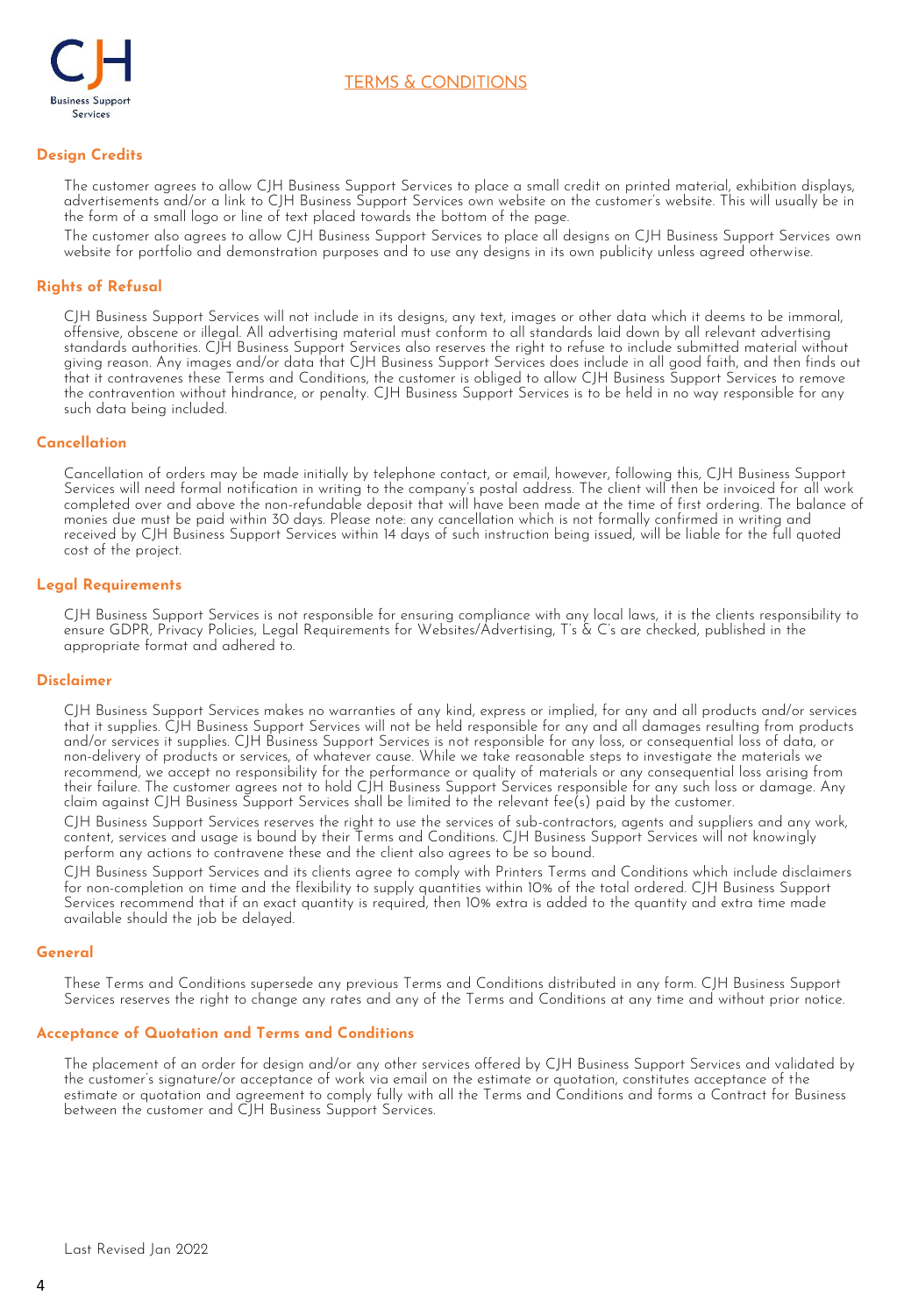## TERMS & CONDITIONS

### Design Credits

The customer agrees to allow CJH Business Support Services to place a small credit on printed material, exhibition displays, advertisements and/or a link to CJH Business Support Services own website on the customer's website. This will usually be in the form of a small logo or line of text placed towards the bottom of the page.

The customer also agrees to allow CJH Business Support Services to place all designs on CJH Business Support Services own website for portfolio and demonstration purposes and to use any designs in its own publicity unless agreed otherwise.

### Rights of Refusal

CJH Business Support Services will not include in its designs, any text, images or other data which it deems to be immoral, offensive, obscene or illegal. All advertising material must conform to all standards laid down by all relevant advertising standards authorities. CJH Business Support Services also reserves the right to refuse to include submitted material without giving reason. Any images and/or data that CJH Business Support Services does include in all good faith, and then finds out that it contravenes these Terms and Conditions, the customer is obliged to allow CJH Business Support Services to remove the contravention without hindrance, or penalty. CJH Business Support Services is to be held in no way responsible for any such data being included.

### Cancellation

Cancellation of orders may be made initially by telephone contact, or email, however, following this, CJH Business Support Services will need formal notification in writing to the company's postal address. The client will then be invoiced for all work completed over and above the non-refundable deposit that will have been made at the time of first ordering. The balance of monies due must be paid within 30 days. Please note: any cancellation which is not formally confirmed in writing and received by CJH Business Support Services within 14 days of such instruction being issued, will be liable for the full quoted cost of the project.

### Legal Requirements

CJH Business Support Services is not responsible for ensuring compliance with any local laws, it is the clients responsibility to ensure GDPR, Privacy Policies, Legal Requirements for Websites/Advertising, T's & C's are checked, published in the appropriate format and adhered to.

### Disclaimer

CJH Business Support Services makes no warranties of any kind, express or implied, for any and all products and/or services that it supplies. CJH Business Support Services will not be held responsible for any and all damages resulting from products and/or services it supplies. CJH Business Support Services is not responsible for any loss, or consequential loss of data, or non-delivery of products or services, of whatever cause. While we take reasonable steps to investigate the materials we recommend, we accept no responsibility for the performance or quality of materials or any consequential loss arising from their failure. The customer agrees not to hold CJH Business Support Services responsible for any such loss or damage. Any claim against CJH Business Support Services shall be limited to the relevant fee(s) paid by the customer.

CJH Business Support Services reserves the right to use the services of sub-contractors, agents and suppliers and any work, content, services and usage is bound by their Terms and Conditions. CJH Business Support Services will not knowingly perform any actions to contravene these and the client also agrees to be so bound.

CJH Business Support Services and its clients agree to comply with Printers Terms and Conditions which include disclaimers for non-completion on time and the flexibility to supply quantities within 10% of the total ordered. CJH Business Support Services recommend that if an exact quantity is required, then 10% extra is added to the quantity and extra time made available should the job be delayed.

### General

These Terms and Conditions supersede any previous Terms and Conditions distributed in any form. CJH Business Support Services reserves the right to change any rates and any of the Terms and Conditions at any time and without prior notice.

### Acceptance of Quotation and Terms and Conditions

The placement of an order for design and/or any other services offered by CJH Business Support Services and validated by the customer's signature/or acceptance of work via email on the estimate or quotation, constitutes acceptance of the estimate or quotation and agreement to comply fully with all the Terms and Conditions and forms a Contract for Business between the customer and CJH Business Support Services.

Last Revised Jan 2022